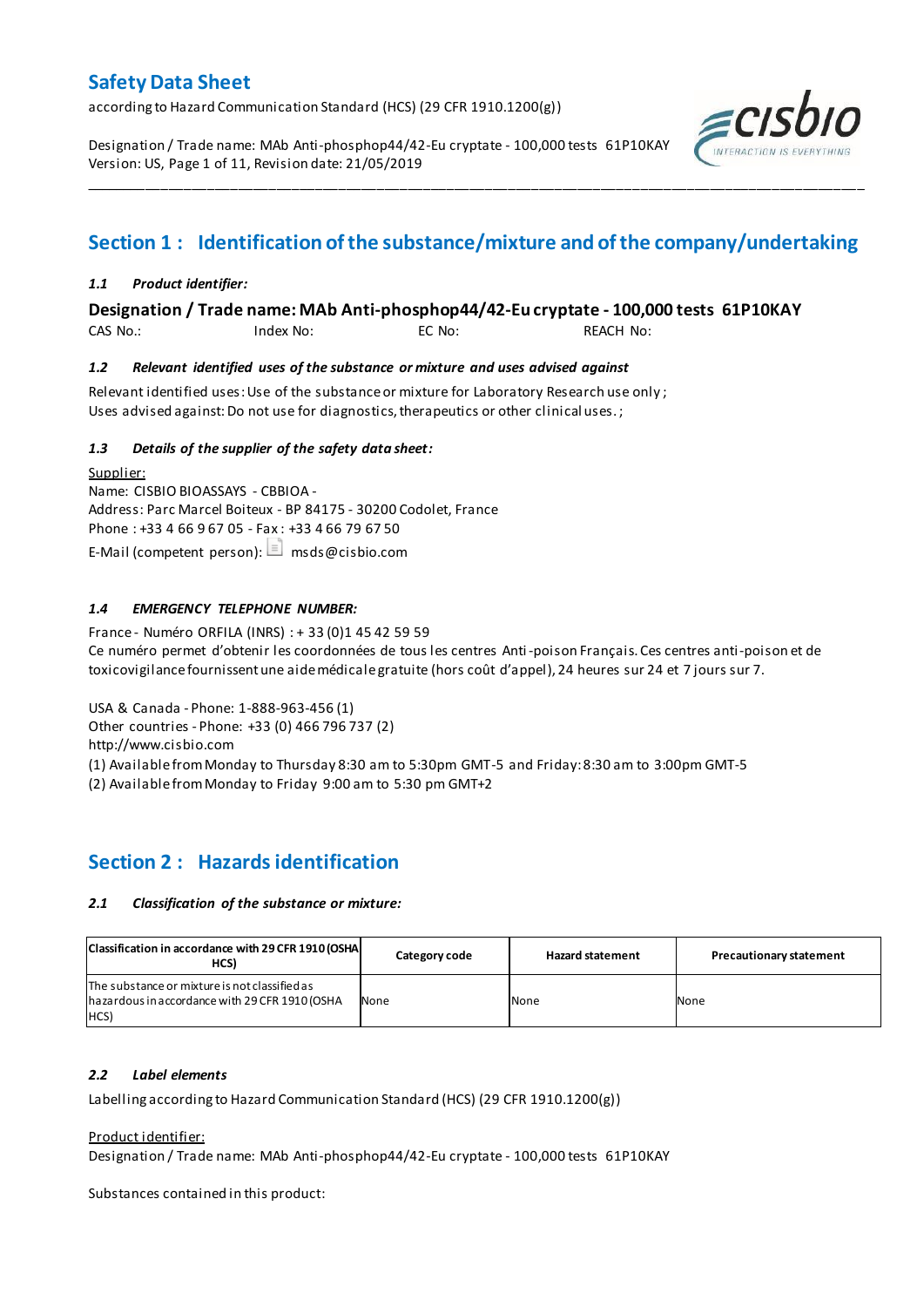# Safety Data Sheet

according to Hazard Communication Standard (HCS) (29 CFR 1910.1200(g))

Designation / Trade name: MAb Anti-phosphop44/42-Eu cryptate - 100,000 tests 61P10KAY
Version: US, Page 1 of 11, Revision date: 21/05/2019

## Section 1 : Identification of the substance/mixture and of the company/undertaking

### *1.1 Product identifier:*

**Designation / Trade name: MAb Anti-phosphop44/42-Eu cryptate - 100,000 tests 61P10KAY**

CAS No.: Index No: EC No: REACH No:

### *1.2 Relevant identified uses of the substance or mixture and uses advised against*

Relevant identified uses: Use of the substance or mixture for Laboratory Research use only ;
Uses advised against: Do not use for diagnostics, therapeutics or other clinical uses. ;

### *1.3 Details of the supplier of the safety data sheet:*

Supplier:
Name: CISBIO BIOASSAYS - CBBIOA -
Address: Parc Marcel Boiteux - BP 84175 - 30200 Codolet, France
Phone : +33 4 66 9 67 05 - Fax : +33 4 66 79 67 50
E-Mail (competent person): msds@cisbio.com

### *1.4 EMERGENCY TELEPHONE NUMBER:*

France - Numéro ORFILA (INRS) : + 33 (0)1 45 42 59 59
Ce numéro permet d'obtenir les coordonnées de tous les centres Anti-poison Français. Ces centres anti-poison et de toxicovigilance fournissent une aide médicale gratuite (hors coût d'appel), 24 heures sur 24 et 7 jours sur 7.

USA & Canada - Phone: 1-888-963-456 (1)
Other countries - Phone: +33 (0) 466 796 737 (2)
http://www.cisbio.com
(1) Available from Monday to Thursday 8:30 am to 5:30pm GMT-5 and Friday: 8:30 am to 3:00pm GMT-5
(2) Available from Monday to Friday 9:00 am to 5:30 pm GMT+2

## Section 2 : Hazards identification

### *2.1 Classification of the substance or mixture:*

| Classification in accordance with 29 CFR 1910 (OSHA HCS) | Category code | Hazard statement | Precautionary statement |
|---|---|---|---|
| The substance or mixture is not classified as hazardous in accordance with 29 CFR 1910 (OSHA HCS) | None | None | None |

### *2.2 Label elements*

Labelling according to Hazard Communication Standard (HCS) (29 CFR 1910.1200(g))

Product identifier:
Designation / Trade name: MAb Anti-phosphop44/42-Eu cryptate - 100,000 tests 61P10KAY

Substances contained in this product: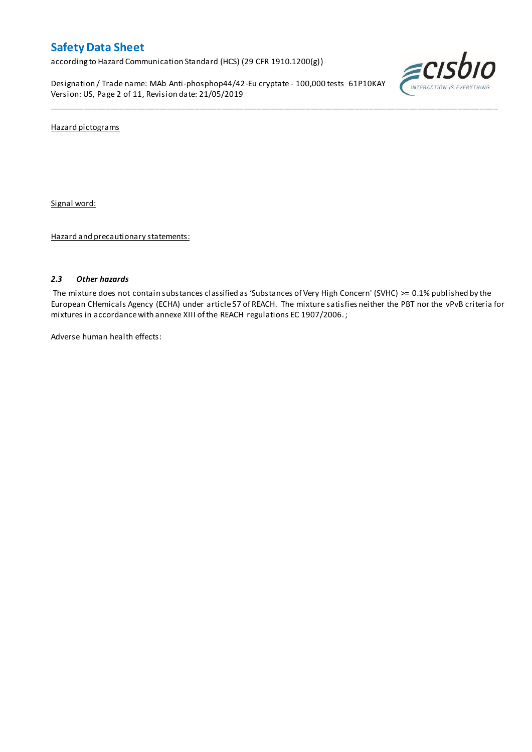Hazard pictograms

Signal word:

Hazard and precautionary statements:

### *2.3 Other hazards*

The mixture does not contain substances classified as 'Substances of Very High Concern' (SVHC) >= 0.1% published by the European CHemicals Agency (ECHA) under article 57 of REACH. The mixture satisfies neither the PBT nor the vPvB criteria for mixtures in accordance with annexe XIII of the REACH regulations EC 1907/2006. ;

Adverse human health effects: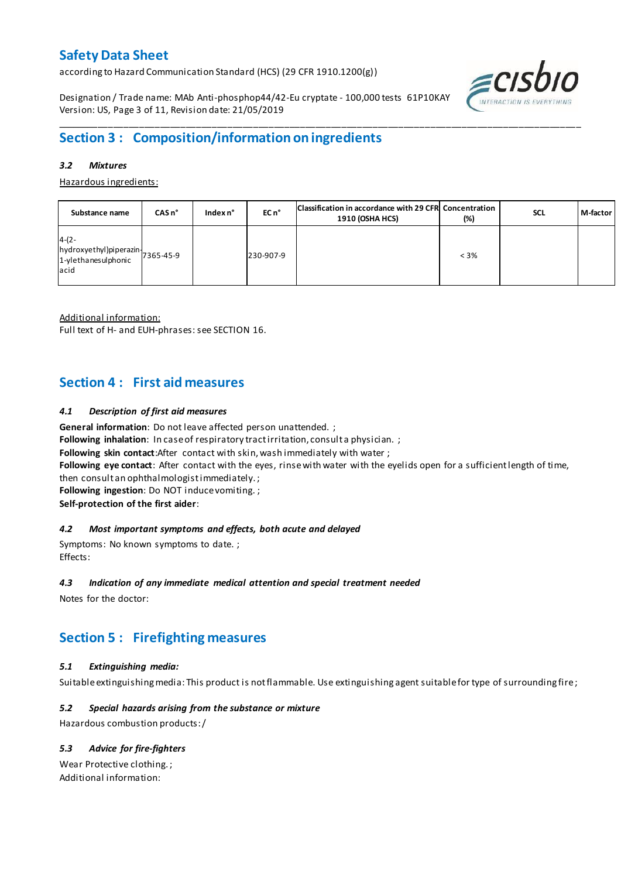## Section 3 : Composition/information on ingredients

### *3.2 Mixtures*

Hazardous ingredients:

| Substance name | CAS n° | Index n° | EC n° | Classification in accordance with 29 CFR 1910 (OSHA HCS) | Concentration (%) | SCL | M-factor |
|---|---|---|---|---|---|---|---|
| 4-(2-hydroxyethyl)piperazin-1-ylethanesulphonic acid | 7365-45-9 | | 230-907-9 | | < 3% | | |

Additional information:
Full text of H- and EUH-phrases: see SECTION 16.

## Section 4 : First aid measures

### *4.1 Description of first aid measures*

**General information**: Do not leave affected person unattended. ;
**Following inhalation**: In case of respiratory tract irritation, consult a physician. ;
**Following skin contact**: After contact with skin, wash immediately with water ;
**Following eye contact**: After contact with the eyes, rinse with water with the eyelids open for a sufficient length of time, then consult an ophthalmologist immediately. ;
**Following ingestion**: Do NOT induce vomiting. ;
**Self-protection of the first aider**:

### *4.2 Most important symptoms and effects, both acute and delayed*

Symptoms: No known symptoms to date. ;
Effects:

### *4.3 Indication of any immediate medical attention and special treatment needed*

Notes for the doctor:

## Section 5 : Firefighting measures

### *5.1 Extinguishing media:*

Suitable extinguishing media: This product is not flammable. Use extinguishing agent suitable for type of surrounding fire ;

### *5.2 Special hazards arising from the substance or mixture*

Hazardous combustion products: /

### *5.3 Advice for fire-fighters*

Wear Protective clothing. ;
Additional information: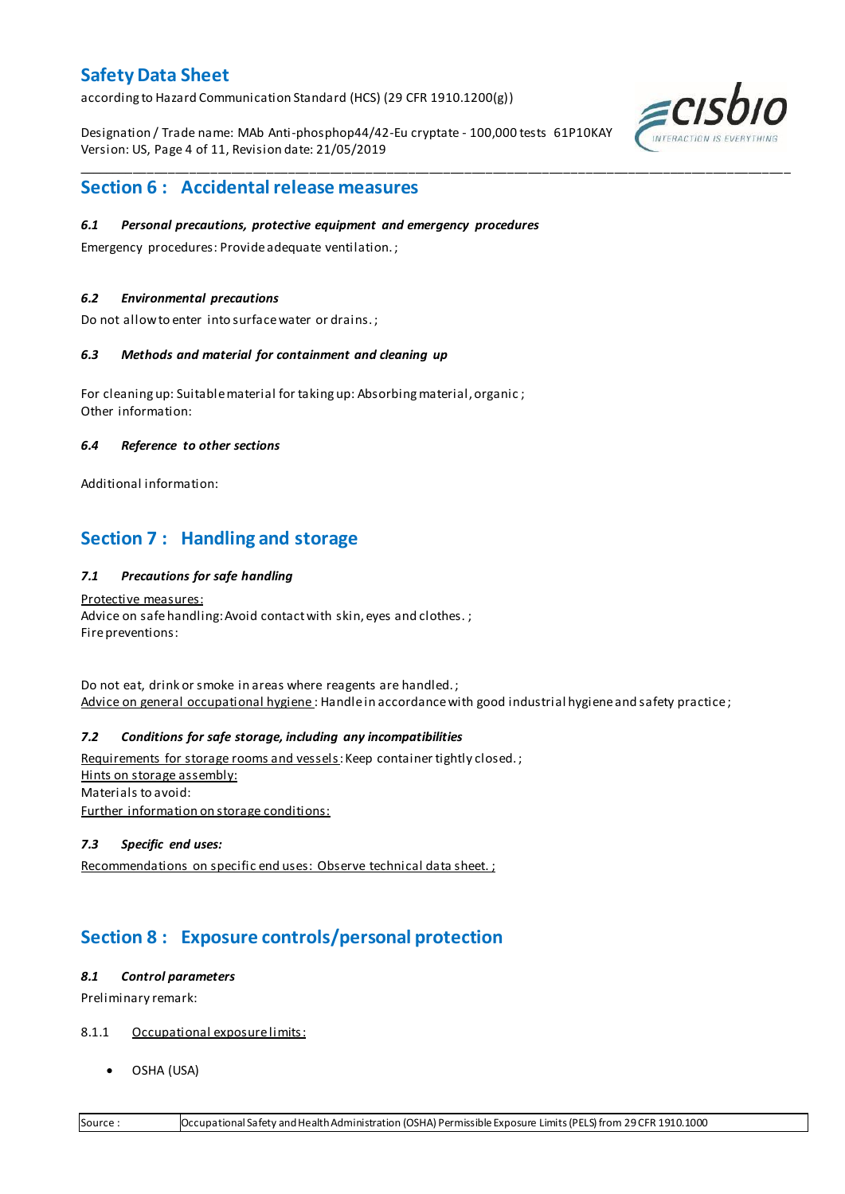## Section 6 : Accidental release measures

***6.1 Personal precautions, protective equipment and emergency procedures***

Emergency procedures: Provide adequate ventilation. ;

***6.2 Environmental precautions***

Do not allow to enter into surface water or drains. ;

***6.3 Methods and material for containment and cleaning up***

For cleaning up: Suitable material for taking up: Absorbing material, organic ;
Other information:

***6.4 Reference to other sections***

Additional information:

## Section 7 : Handling and storage

***7.1 Precautions for safe handling***

Protective measures:
Advice on safe handling: Avoid contact with skin, eyes and clothes. ;
Fire preventions:

Do not eat, drink or smoke in areas where reagents are handled. ;
Advice on general occupational hygiene : Handle in accordance with good industrial hygiene and safety practice ;

***7.2 Conditions for safe storage, including any incompatibilities***

Requirements for storage rooms and vessels: Keep container tightly closed. ;
Hints on storage assembly:
Materials to avoid:
Further information on storage conditions:

***7.3 Specific end uses:***

Recommendations on specific end uses: Observe technical data sheet. ;

## Section 8 : Exposure controls/personal protection

***8.1 Control parameters***

Preliminary remark:

8.1.1 Occupational exposure limits:

- OSHA (USA)

| Source : | Occupational Safety and Health Administration (OSHA) Permissible Exposure Limits (PELS) from 29 CFR 1910.1000 |
|---|---|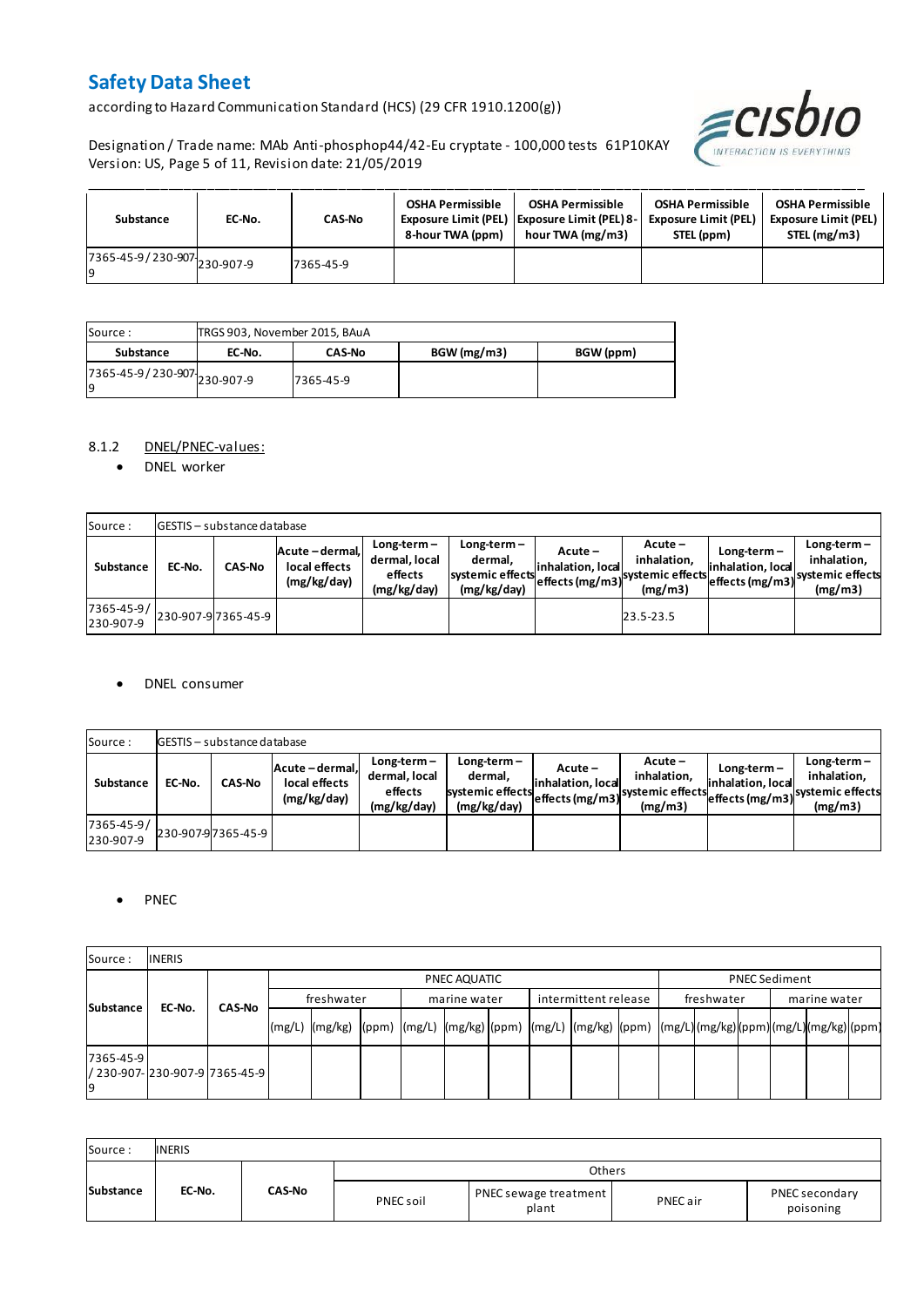| Substance | EC-No. | CAS-No | OSHA Permissible Exposure Limit (PEL) 8-hour TWA (ppm) | OSHA Permissible Exposure Limit (PEL) 8-hour TWA (mg/m3) | OSHA Permissible Exposure Limit (PEL) STEL (ppm) | OSHA Permissible Exposure Limit (PEL) STEL (mg/m3) |
|---|---|---|---|---|---|---|
| 7365-45-9 / 230-907-9 | 230-907-9 | 7365-45-9 | | | | |

| Source : | TRGS 903, November 2015, BAuA | | | |
|---|---|---|---|---|
| **Substance** | **EC-No.** | **CAS-No** | **BGW (mg/m3)** | **BGW (ppm)** |
| 7365-45-9 / 230-907-9 | 230-907-9 | 7365-45-9 | | |

8.1.2 DNEL/PNEC-values:

- DNEL worker

| Source : | GESTIS – substance database | | | | | | | | | |
|---|---|---|---|---|---|---|---|---|---|---|
| **Substance** | **EC-No.** | **CAS-No** | **Acute – dermal, local effects (mg/kg/day)** | **Long-term – dermal, local effects (mg/kg/day)** | **Long-term – dermal, systemic effects (mg/kg/day)** | **Acute – inhalation, local effects (mg/m3)** | **Acute – inhalation, systemic effects (mg/m3)** | **Long-term – inhalation, local effects (mg/m3)** | **Long-term – inhalation, systemic effects (mg/m3)** |
| 7365-45-9 / 230-907-9 | 230-907-9 | 7365-45-9 | | | | | 23.5-23.5 | | |

- DNEL consumer

| Source : | GESTIS – substance database | | | | | | | | | |
|---|---|---|---|---|---|---|---|---|---|---|
| **Substance** | **EC-No.** | **CAS-No** | **Acute – dermal, local effects (mg/kg/day)** | **Long-term – dermal, local effects (mg/kg/day)** | **Long-term – dermal, systemic effects (mg/kg/day)** | **Acute – inhalation, local effects (mg/m3)** | **Acute – inhalation, systemic effects (mg/m3)** | **Long-term – inhalation, local effects (mg/m3)** | **Long-term – inhalation, systemic effects (mg/m3)** |
| 7365-45-9 / 230-907-9 | 230-907-9 | 7365-45-9 | | | | | | | |

- PNEC

| Source : | INERIS | | | | | | | | | | | | | | | | | |
|---|---|---|---|---|---|---|---|---|---|---|---|---|---|---|---|---|---|---|
| **Substance** | **EC-No.** | **CAS-No** | PNEC AQUATIC | | | | | | | | | PNEC Sediment | | | | | |
| | | | freshwater | | | marine water | | | intermittent release | | | freshwater | | | marine water | | |
| | | | (mg/L) | (mg/kg) | (ppm) | (mg/L) | (mg/kg) | (ppm) | (mg/L) | (mg/kg) | (ppm) | (mg/L) | (mg/kg) | (ppm) | (mg/L) | (mg/kg) | (ppm) |
| 7365-45-9 / 230-907-9 | 230-907-9 | 7365-45-9 | | | | | | | | | | | | | | | |

| Source : | INERIS | | | | | |
|---|---|---|---|---|---|---|
| **Substance** | **EC-No.** | **CAS-No** | Others | | | |
| | | | PNEC soil | PNEC sewage treatment plant | PNEC air | PNEC secondary poisoning |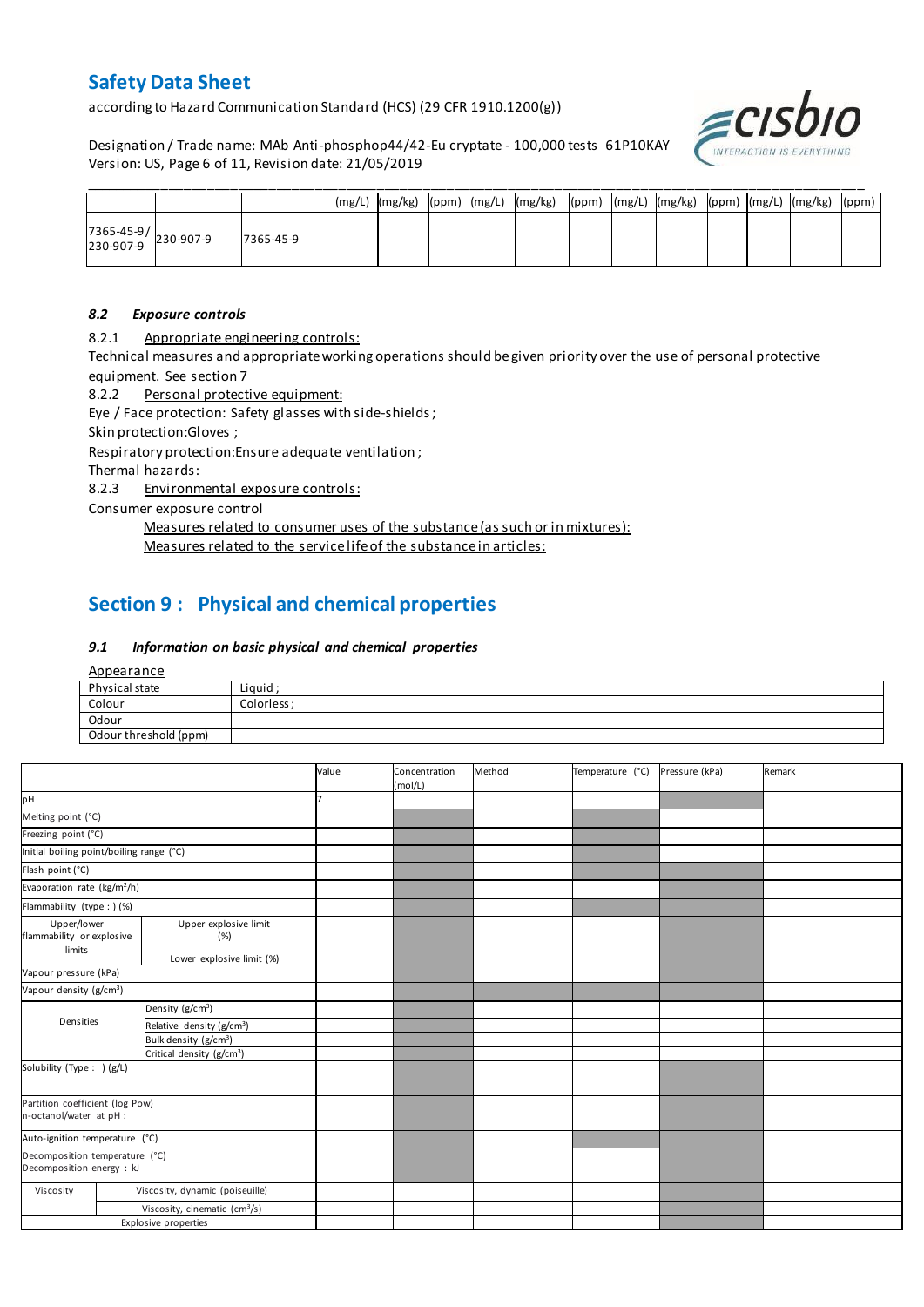|  |  |  | (mg/L) | (mg/kg) | (ppm) | (mg/L) | (mg/kg) | (ppm) | (mg/L) | (mg/kg) | (ppm) | (mg/L) | (mg/kg) | (ppm) |
|---|---|---|---|---|---|---|---|---|---|---|---|---|---|---|
| 7365-45-9/ 230-907-9 | 230-907-9 | 7365-45-9 |  |  |  |  |  |  |  |  |  |  |  |  |

### *8.2 Exposure controls*

8.2.1 Appropriate engineering controls:

Technical measures and appropriate working operations should be given priority over the use of personal protective equipment. See section 7

8.2.2 Personal protective equipment:

Eye / Face protection: Safety glasses with side-shields ;

Skin protection:Gloves ;

Respiratory protection:Ensure adequate ventilation ;

Thermal hazards:

8.2.3 Environmental exposure controls:

Consumer exposure control

Measures related to consumer uses of the substance (as such or in mixtures):

Measures related to the service life of the substance in articles:

## Section 9 : Physical and chemical properties

### *9.1 Information on basic physical and chemical properties*

Appearance

| Physical state | Liquid ; |
|---|---|
| Colour | Colorless ; |
| Odour |  |
| Odour threshold (ppm) |  |

|  |  | Value | Concentration (mol/L) | Method | Temperature (°C) | Pressure (kPa) | Remark |
|---|---|---|---|---|---|---|---|
| pH |  | 7 |  |  |  |  |  |
| Melting point (°C) |  |  |  |  |  |  |  |
| Freezing point (°C) |  |  |  |  |  |  |  |
| Initial boiling point/boiling range (°C) |  |  |  |  |  |  |  |
| Flash point (°C) |  |  |  |  |  |  |  |
| Evaporation rate (kg/m²/h) |  |  |  |  |  |  |  |
| Flammability (type : ) (%) |  |  |  |  |  |  |  |
| Upper/lower flammability or explosive limits | Upper explosive limit (%) |  |  |  |  |  |  |
|  | Lower explosive limit (%) |  |  |  |  |  |  |
| Vapour pressure (kPa) |  |  |  |  |  |  |  |
| Vapour density (g/cm³) |  |  |  |  |  |  |  |
| Densities | Density (g/cm³) |  |  |  |  |  |  |
|  | Relative density (g/cm³) |  |  |  |  |  |  |
|  | Bulk density (g/cm³) |  |  |  |  |  |  |
|  | Critical density (g/cm³) |  |  |  |  |  |  |
| Solubility (Type : ) (g/L) |  |  |  |  |  |  |  |
| Partition coefficient (log Pow) n-octanol/water at pH : |  |  |  |  |  |  |  |
| Auto-ignition temperature (°C) |  |  |  |  |  |  |  |
| Decomposition temperature (°C) Decomposition energy : kJ |  |  |  |  |  |  |  |
| Viscosity | Viscosity, dynamic (poiseuille) |  |  |  |  |  |  |
|  | Viscosity, cinematic (cm³/s) |  |  |  |  |  |  |
| Explosive properties |  |  |  |  |  |  |  |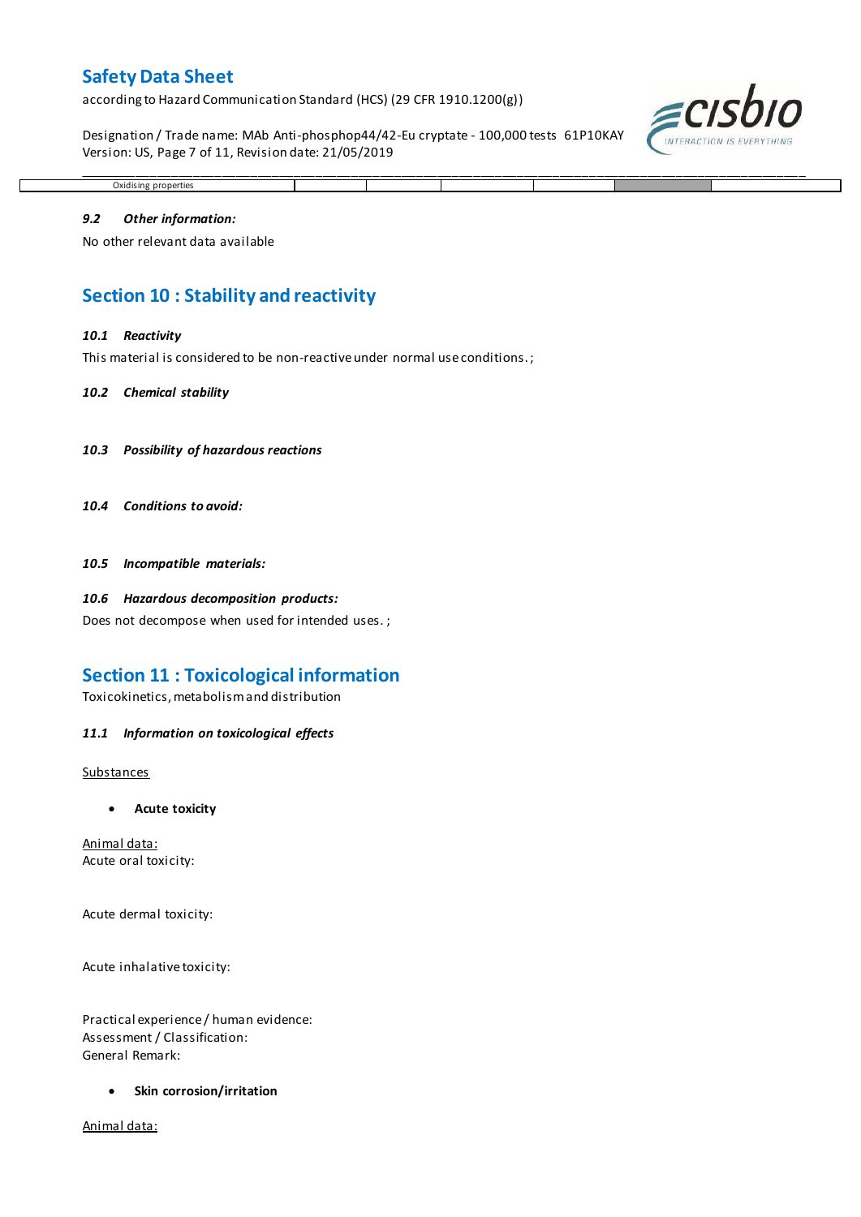| Oxidising properties | | | | | | |
|---|---|---|---|---|---|---|

### *9.2 Other information:*

No other relevant data available

## Section 10 : Stability and reactivity

### *10.1 Reactivity*

This material is considered to be non-reactive under normal use conditions. ;

### *10.2 Chemical stability*

### *10.3 Possibility of hazardous reactions*

### *10.4 Conditions to avoid:*

### *10.5 Incompatible materials:*

### *10.6 Hazardous decomposition products:*

Does not decompose when used for intended uses. ;

## Section 11 : Toxicological information

Toxicokinetics, metabolism and distribution

### *11.1 Information on toxicological effects*

Substances

- **Acute toxicity**

Animal data:
Acute oral toxicity:

Acute dermal toxicity:

Acute inhalative toxicity:

Practical experience / human evidence:
Assessment / Classification:
General Remark:

- **Skin corrosion/irritation**

Animal data: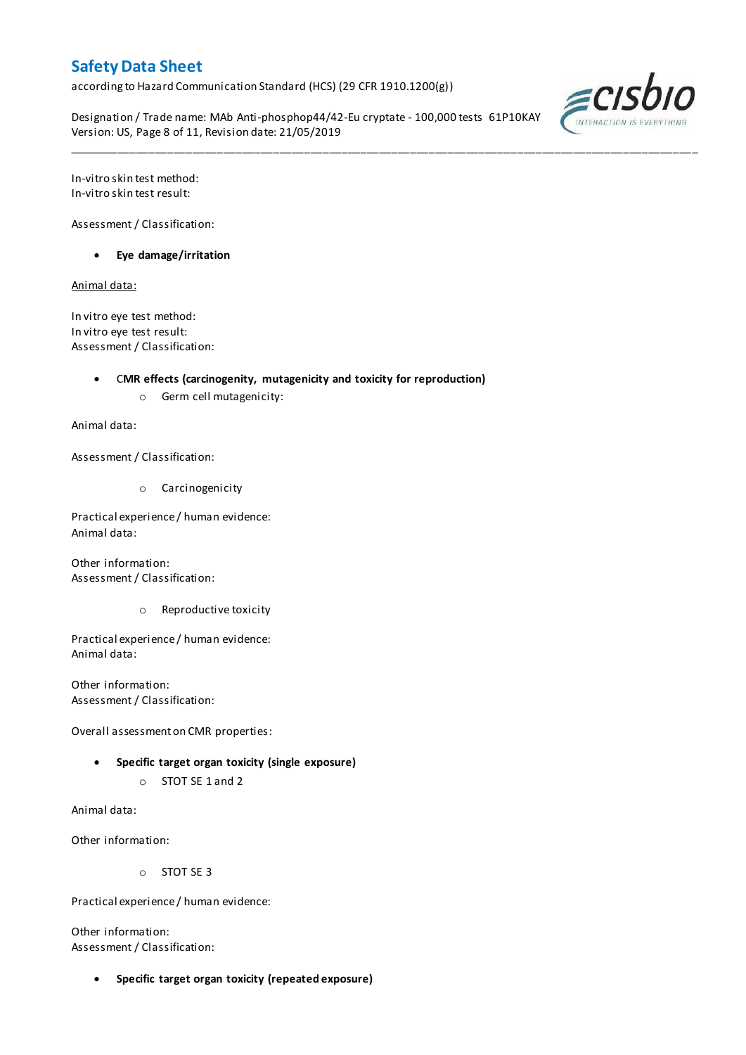In-vitro skin test method:
In-vitro skin test result:

Assessment / Classification:

- **Eye damage/irritation**

Animal data:

In vitro eye test method:
In vitro eye test result:
Assessment / Classification:

- **CMR effects (carcinogenity, mutagenicity and toxicity for reproduction)**
  - Germ cell mutagenicity:

Animal data:

Assessment / Classification:

  - Carcinogenicity

Practical experience / human evidence:
Animal data:

Other information:
Assessment / Classification:

  - Reproductive toxicity

Practical experience / human evidence:
Animal data:

Other information:
Assessment / Classification:

Overall assessment on CMR properties:

- **Specific target organ toxicity (single exposure)**
  - STOT SE 1 and 2

Animal data:

Other information:

  - STOT SE 3

Practical experience / human evidence:

Other information:
Assessment / Classification:

- **Specific target organ toxicity (repeated exposure)**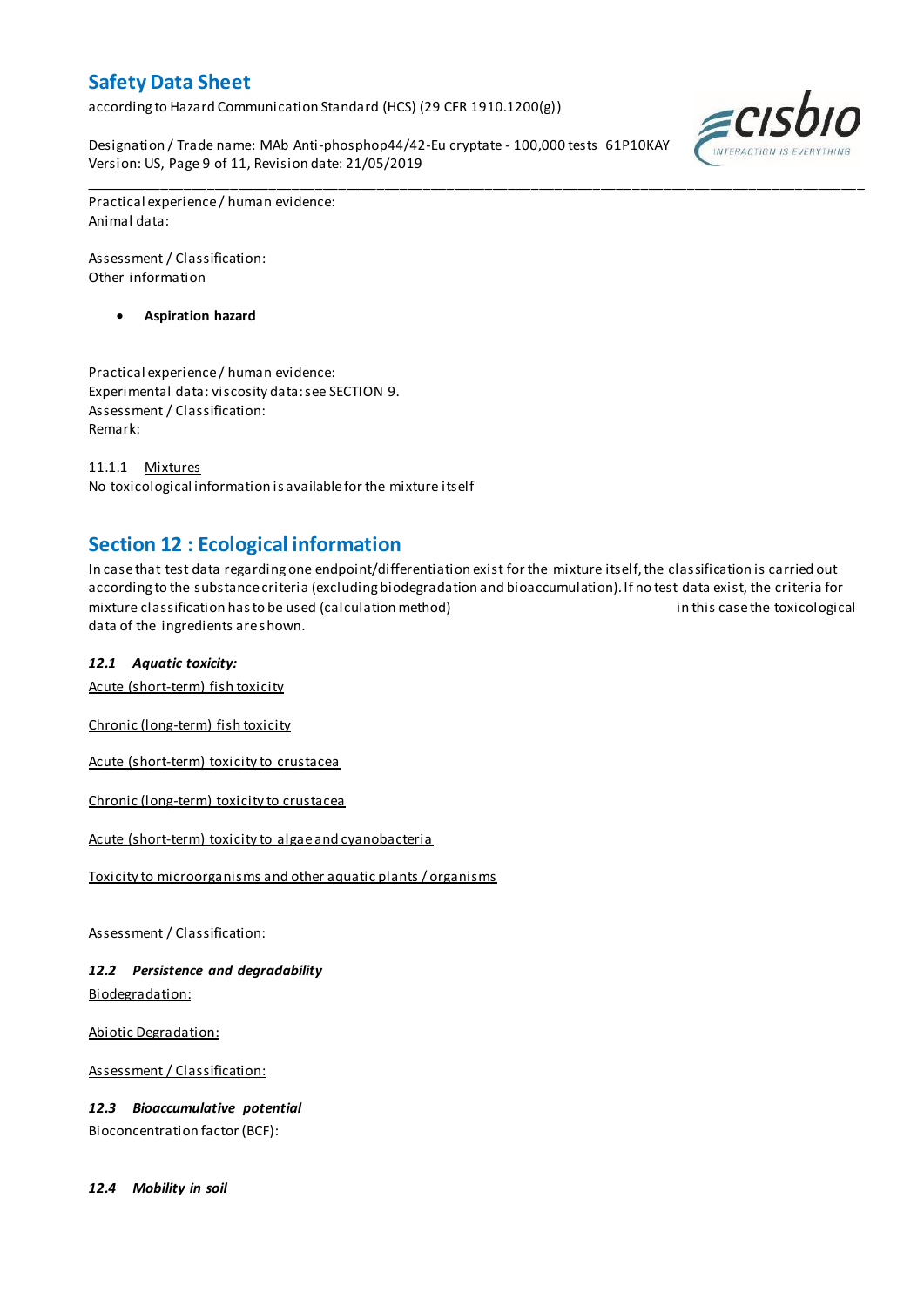Practical experience / human evidence:
Animal data:

Assessment / Classification:
Other information

- **Aspiration hazard**

Practical experience / human evidence:
Experimental data: viscosity data: see SECTION 9.
Assessment / Classification:
Remark:

11.1.1 Mixtures
No toxicological information is available for the mixture itself

## Section 12 : Ecological information

In case that test data regarding one endpoint/differentiation exist for the mixture itself, the classification is carried out according to the substance criteria (excluding biodegradation and bioaccumulation). If no test data exist, the criteria for mixture classification has to be used (calculation method) in this case the toxicological data of the ingredients are shown.

### *12.1 Aquatic toxicity:*

Acute (short-term) fish toxicity

Chronic (long-term) fish toxicity

Acute (short-term) toxicity to crustacea

Chronic (long-term) toxicity to crustacea

Acute (short-term) toxicity to algae and cyanobacteria

Toxicity to microorganisms and other aquatic plants / organisms

Assessment / Classification:

### *12.2 Persistence and degradability*

Biodegradation:

Abiotic Degradation:

Assessment / Classification:

### *12.3 Bioaccumulative potential*

Bioconcentration factor (BCF):

### *12.4 Mobility in soil*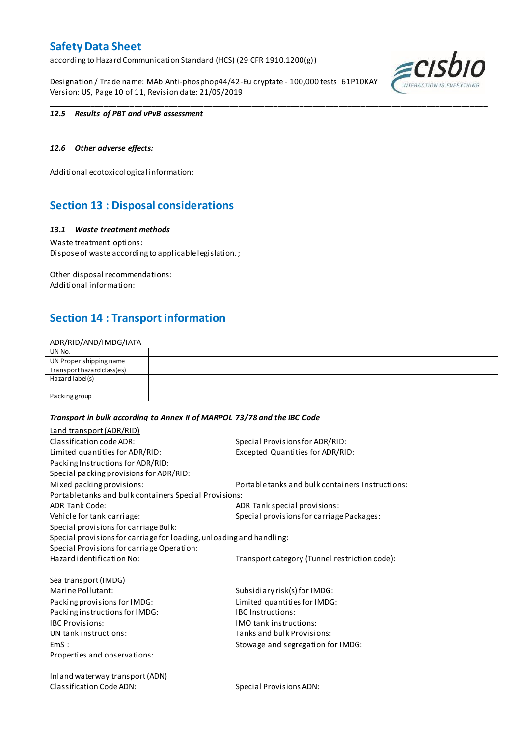*12.5 Results of PBT and vPvB assessment*

*12.6 Other adverse effects:*

Additional ecotoxicological information:

## Section 13 : Disposal considerations

*13.1 Waste treatment methods*

Waste treatment options:
Dispose of waste according to applicable legislation. ;

Other disposal recommendations:
Additional information:

## Section 14 : Transport information

ADR/RID/AND/IMDG/IATA

| UN No. | |
|---|---|
| UN Proper shipping name | |
| Transport hazard class(es) | |
| Hazard label(s) | |
| Packing group | |

***Transport in bulk according to Annex II of MARPOL 73/78 and the IBC Code***

Land transport (ADR/RID)

Classification code ADR:
Special Provisions for ADR/RID:
Limited quantities for ADR/RID:
Excepted Quantities for ADR/RID:
Packing Instructions for ADR/RID:
Special packing provisions for ADR/RID:
Mixed packing provisions:
Portable tanks and bulk containers Instructions:
Portable tanks and bulk containers Special Provisions:
ADR Tank Code:
ADR Tank special provisions:
Vehicle for tank carriage:
Special provisions for carriage Packages:
Special provisions for carriage Bulk:
Special provisions for carriage for loading, unloading and handling:
Special Provisions for carriage Operation:
Hazard identification No:
Transport category (Tunnel restriction code):

Sea transport (IMDG)

Marine Pollutant:
Subsidiary risk(s) for IMDG:
Packing provisions for IMDG:
Limited quantities for IMDG:
Packing instructions for IMDG:
IBC Instructions:
IBC Provisions:
IMO tank instructions:
UN tank instructions:
Tanks and bulk Provisions:
EmS :
Stowage and segregation for IMDG:
Properties and observations:

Inland waterway transport (ADN)

Classification Code ADN:
Special Provisions ADN: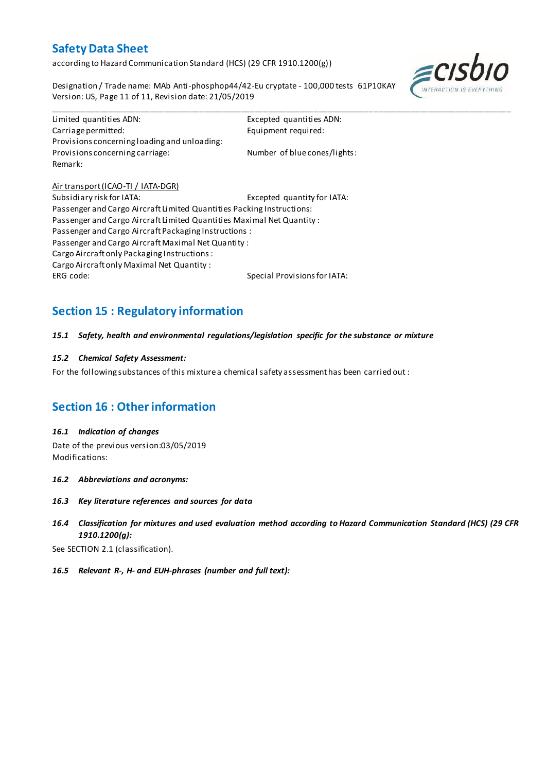| | |
|---|---|
| Limited quantities ADN: | Excepted quantities ADN: |
| Carriage permitted: | Equipment required: |
| Provisions concerning loading and unloading: | |
| Provisions concerning carriage: | Number of blue cones/lights: |
| Remark: | |

Air transport (ICAO-TI / IATA-DGR)

| | |
|---|---|
| Subsidiary risk for IATA: | Excepted quantity for IATA: |
| Passenger and Cargo Aircraft Limited Quantities Packing Instructions: | |
| Passenger and Cargo Aircraft Limited Quantities Maximal Net Quantity : | |
| Passenger and Cargo Aircraft Packaging Instructions : | |
| Passenger and Cargo Aircraft Maximal Net Quantity : | |
| Cargo Aircraft only Packaging Instructions : | |
| Cargo Aircraft only Maximal Net Quantity : | |
| ERG code: | Special Provisions for IATA: |

## Section 15 : Regulatory information

***15.1 Safety, health and environmental regulations/legislation specific for the substance or mixture***

***15.2 Chemical Safety Assessment:***

For the following substances of this mixture a chemical safety assessment has been carried out :

## Section 16 : Other information

***16.1 Indication of changes***

Date of the previous version:03/05/2019

Modifications:

***16.2 Abbreviations and acronyms:***

***16.3 Key literature references and sources for data***

***16.4 Classification for mixtures and used evaluation method according to Hazard Communication Standard (HCS) (29 CFR 1910.1200(g):***

See SECTION 2.1 (classification).

***16.5 Relevant R-, H- and EUH-phrases (number and full text):***